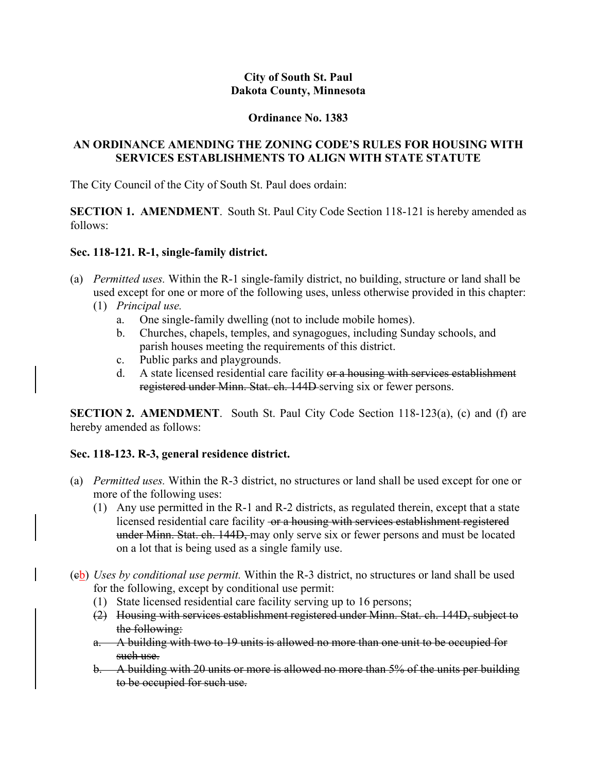**City of South St. Paul**
**Dakota County, Minnesota**

**Ordinance No. 1383**

**AN ORDINANCE AMENDING THE ZONING CODE'S RULES FOR HOUSING WITH SERVICES ESTABLISHMENTS TO ALIGN WITH STATE STATUTE**

The City Council of the City of South St. Paul does ordain:

**SECTION 1. AMENDMENT**. South St. Paul City Code Section 118-121 is hereby amended as follows:

**Sec. 118-121. R-1, single-family district.**

(a) *Permitted uses.* Within the R-1 single-family district, no building, structure or land shall be used except for one or more of the following uses, unless otherwise provided in this chapter:
   (1) *Principal use.*
      a. One single-family dwelling (not to include mobile homes).
      b. Churches, chapels, temples, and synagogues, including Sunday schools, and parish houses meeting the requirements of this district.
      c. Public parks and playgrounds.
      d. A state licensed residential care facility ~~or a housing with services establishment registered under Minn. Stat. ch. 144D~~ serving six or fewer persons.

**SECTION 2. AMENDMENT**. South St. Paul City Code Section 118-123(a), (c) and (f) are hereby amended as follows:

**Sec. 118-123. R-3, general residence district.**

(a) *Permitted uses.* Within the R-3 district, no structures or land shall be used except for one or more of the following uses:
   (1) Any use permitted in the R-1 and R-2 districts, as regulated therein, except that a state licensed residential care facility ~~or a housing with services establishment registered under Minn. Stat. ch. 144D,~~ may only serve six or fewer persons and must be located on a lot that is being used as a single family use.

(~~c~~b) *Uses by conditional use permit.* Within the R-3 district, no structures or land shall be used for the following, except by conditional use permit:
   (1) State licensed residential care facility serving up to 16 persons;
   ~~(2) Housing with services establishment registered under Minn. Stat. ch. 144D, subject to the following:~~
   ~~a. A building with two to 19 units is allowed no more than one unit to be occupied for such use.~~
   ~~b. A building with 20 units or more is allowed no more than 5% of the units per building to be occupied for such use.~~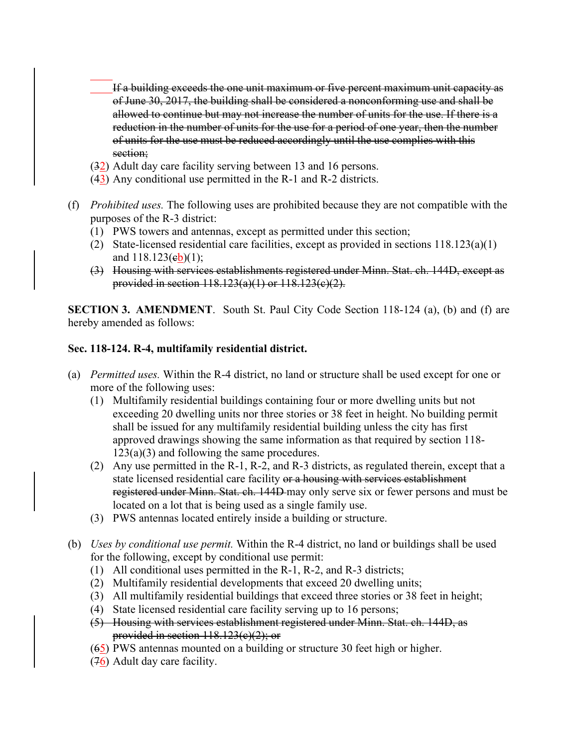~~If a building exceeds the one unit maximum or five percent maximum unit capacity as of June 30, 2017, the building shall be considered a nonconforming use and shall be allowed to continue but may not increase the number of units for the use. If there is a reduction in the number of units for the use for a period of one year, then the number of units for the use must be reduced accordingly until the use complies with this section;~~

(~~3~~2) Adult day care facility serving between 13 and 16 persons.
(~~4~~3) Any conditional use permitted in the R-1 and R-2 districts.

(f) *Prohibited uses.* The following uses are prohibited because they are not compatible with the purposes of the R-3 district:
   (1) PWS towers and antennas, except as permitted under this section;
   (2) State-licensed residential care facilities, except as provided in sections 118.123(a)(1) and 118.123(~~c~~b)(1);
   ~~(3) Housing with services establishments registered under Minn. Stat. ch. 144D, except as provided in section 118.123(a)(1) or 118.123(c)(2).~~

**SECTION 3. AMENDMENT**. South St. Paul City Code Section 118-124 (a), (b) and (f) are hereby amended as follows:

**Sec. 118-124. R-4, multifamily residential district.**

(a) *Permitted uses.* Within the R-4 district, no land or structure shall be used except for one or more of the following uses:
   (1) Multifamily residential buildings containing four or more dwelling units but not exceeding 20 dwelling units nor three stories or 38 feet in height. No building permit shall be issued for any multifamily residential building unless the city has first approved drawings showing the same information as that required by section 118-123(a)(3) and following the same procedures.
   (2) Any use permitted in the R-1, R-2, and R-3 districts, as regulated therein, except that a state licensed residential care facility ~~or a housing with services establishment registered under Minn. Stat. ch. 144D~~ may only serve six or fewer persons and must be located on a lot that is being used as a single family use.
   (3) PWS antennas located entirely inside a building or structure.

(b) *Uses by conditional use permit.* Within the R-4 district, no land or buildings shall be used for the following, except by conditional use permit:
   (1) All conditional uses permitted in the R-1, R-2, and R-3 districts;
   (2) Multifamily residential developments that exceed 20 dwelling units;
   (3) All multifamily residential buildings that exceed three stories or 38 feet in height;
   (4) State licensed residential care facility serving up to 16 persons;
   ~~(5) Housing with services establishment registered under Minn. Stat. ch. 144D, as provided in section 118.123(c)(2); or~~
   (~~6~~5) PWS antennas mounted on a building or structure 30 feet high or higher.
   (~~7~~6) Adult day care facility.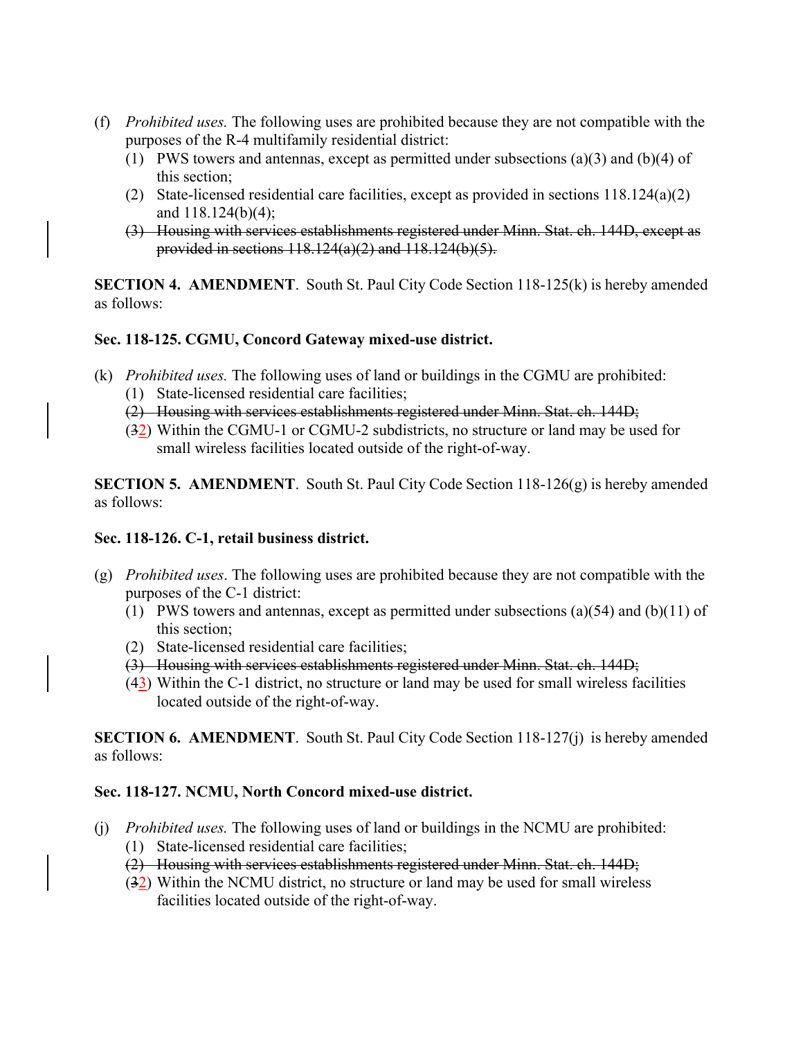(f) *Prohibited uses.* The following uses are prohibited because they are not compatible with the purposes of the R-4 multifamily residential district:
   (1) PWS towers and antennas, except as permitted under subsections (a)(3) and (b)(4) of this section;
   (2) State-licensed residential care facilities, except as provided in sections 118.124(a)(2) and 118.124(b)(4);
   ~~(3) Housing with services establishments registered under Minn. Stat. ch. 144D, except as provided in sections 118.124(a)(2) and 118.124(b)(5).~~

**SECTION 4. AMENDMENT**. South St. Paul City Code Section 118-125(k) is hereby amended as follows:

**Sec. 118-125. CGMU, Concord Gateway mixed-use district.**

(k) *Prohibited uses.* The following uses of land or buildings in the CGMU are prohibited:
   (1) State-licensed residential care facilities;
   ~~(2) Housing with services establishments registered under Minn. Stat. ch. 144D;~~
   (~~3~~2) Within the CGMU-1 or CGMU-2 subdistricts, no structure or land may be used for small wireless facilities located outside of the right-of-way.

**SECTION 5. AMENDMENT**. South St. Paul City Code Section 118-126(g) is hereby amended as follows:

**Sec. 118-126. C-1, retail business district.**

(g) *Prohibited uses*. The following uses are prohibited because they are not compatible with the purposes of the C-1 district:
   (1) PWS towers and antennas, except as permitted under subsections (a)(54) and (b)(11) of this section;
   (2) State-licensed residential care facilities;
   ~~(3) Housing with services establishments registered under Minn. Stat. ch. 144D;~~
   (~~4~~3) Within the C-1 district, no structure or land may be used for small wireless facilities located outside of the right-of-way.

**SECTION 6. AMENDMENT**. South St. Paul City Code Section 118-127(j) is hereby amended as follows:

**Sec. 118-127. NCMU, North Concord mixed-use district.**

(j) *Prohibited uses.* The following uses of land or buildings in the NCMU are prohibited:
   (1) State-licensed residential care facilities;
   ~~(2) Housing with services establishments registered under Minn. Stat. ch. 144D;~~
   (~~3~~2) Within the NCMU district, no structure or land may be used for small wireless facilities located outside of the right-of-way.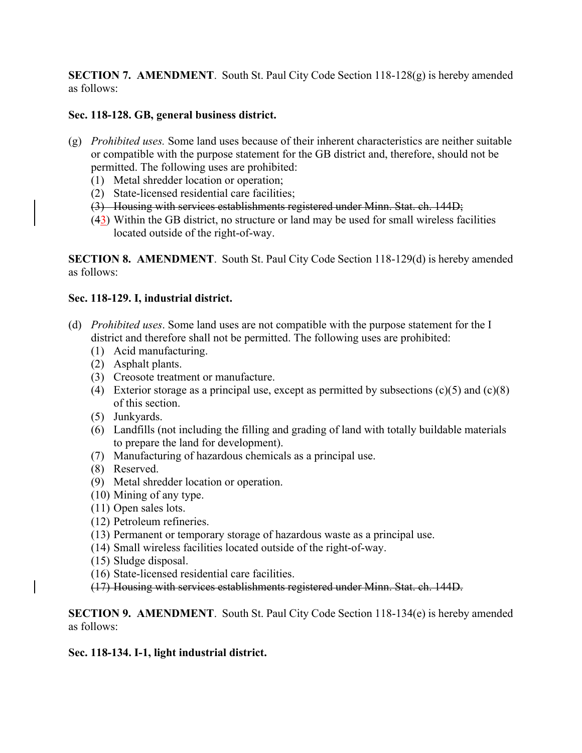**SECTION 7. AMENDMENT**. South St. Paul City Code Section 118-128(g) is hereby amended as follows:

**Sec. 118-128. GB, general business district.**

(g) *Prohibited uses.* Some land uses because of their inherent characteristics are neither suitable or compatible with the purpose statement for the GB district and, therefore, should not be permitted. The following uses are prohibited:

(1) Metal shredder location or operation;

(2) State-licensed residential care facilities;

~~(3) Housing with services establishments registered under Minn. Stat. ch. 144D;~~

(~~4~~3) Within the GB district, no structure or land may be used for small wireless facilities located outside of the right-of-way.

**SECTION 8. AMENDMENT**. South St. Paul City Code Section 118-129(d) is hereby amended as follows:

**Sec. 118-129. I, industrial district.**

(d) *Prohibited uses*. Some land uses are not compatible with the purpose statement for the I district and therefore shall not be permitted. The following uses are prohibited:

(1) Acid manufacturing.

(2) Asphalt plants.

(3) Creosote treatment or manufacture.

(4) Exterior storage as a principal use, except as permitted by subsections (c)(5) and (c)(8) of this section.

(5) Junkyards.

(6) Landfills (not including the filling and grading of land with totally buildable materials to prepare the land for development).

(7) Manufacturing of hazardous chemicals as a principal use.

(8) Reserved.

(9) Metal shredder location or operation.

(10) Mining of any type.

(11) Open sales lots.

(12) Petroleum refineries.

(13) Permanent or temporary storage of hazardous waste as a principal use.

(14) Small wireless facilities located outside of the right-of-way.

(15) Sludge disposal.

(16) State-licensed residential care facilities.

~~(17) Housing with services establishments registered under Minn. Stat. ch. 144D.~~

**SECTION 9. AMENDMENT**. South St. Paul City Code Section 118-134(e) is hereby amended as follows:

**Sec. 118-134. I-1, light industrial district.**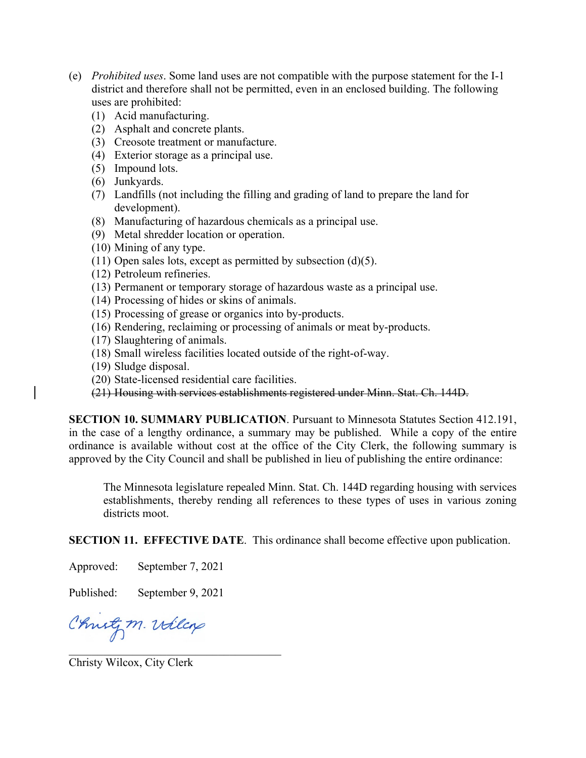(e) *Prohibited uses*. Some land uses are not compatible with the purpose statement for the I-1 district and therefore shall not be permitted, even in an enclosed building. The following uses are prohibited:

(1) Acid manufacturing.
(2) Asphalt and concrete plants.
(3) Creosote treatment or manufacture.
(4) Exterior storage as a principal use.
(5) Impound lots.
(6) Junkyards.
(7) Landfills (not including the filling and grading of land to prepare the land for development).
(8) Manufacturing of hazardous chemicals as a principal use.
(9) Metal shredder location or operation.
(10) Mining of any type.
(11) Open sales lots, except as permitted by subsection (d)(5).
(12) Petroleum refineries.
(13) Permanent or temporary storage of hazardous waste as a principal use.
(14) Processing of hides or skins of animals.
(15) Processing of grease or organics into by-products.
(16) Rendering, reclaiming or processing of animals or meat by-products.
(17) Slaughtering of animals.
(18) Small wireless facilities located outside of the right-of-way.
(19) Sludge disposal.
(20) State-licensed residential care facilities.
~~(21) Housing with services establishments registered under Minn. Stat. Ch. 144D.~~

**SECTION 10. SUMMARY PUBLICATION**. Pursuant to Minnesota Statutes Section 412.191, in the case of a lengthy ordinance, a summary may be published. While a copy of the entire ordinance is available without cost at the office of the City Clerk, the following summary is approved by the City Council and shall be published in lieu of publishing the entire ordinance:

> The Minnesota legislature repealed Minn. Stat. Ch. 144D regarding housing with services establishments, thereby rending all references to these types of uses in various zoning districts moot.

**SECTION 11. EFFECTIVE DATE**. This ordinance shall become effective upon publication.

Approved: September 7, 2021

Published: September 9, 2021

Christy M. Wilcox

Christy Wilcox, City Clerk